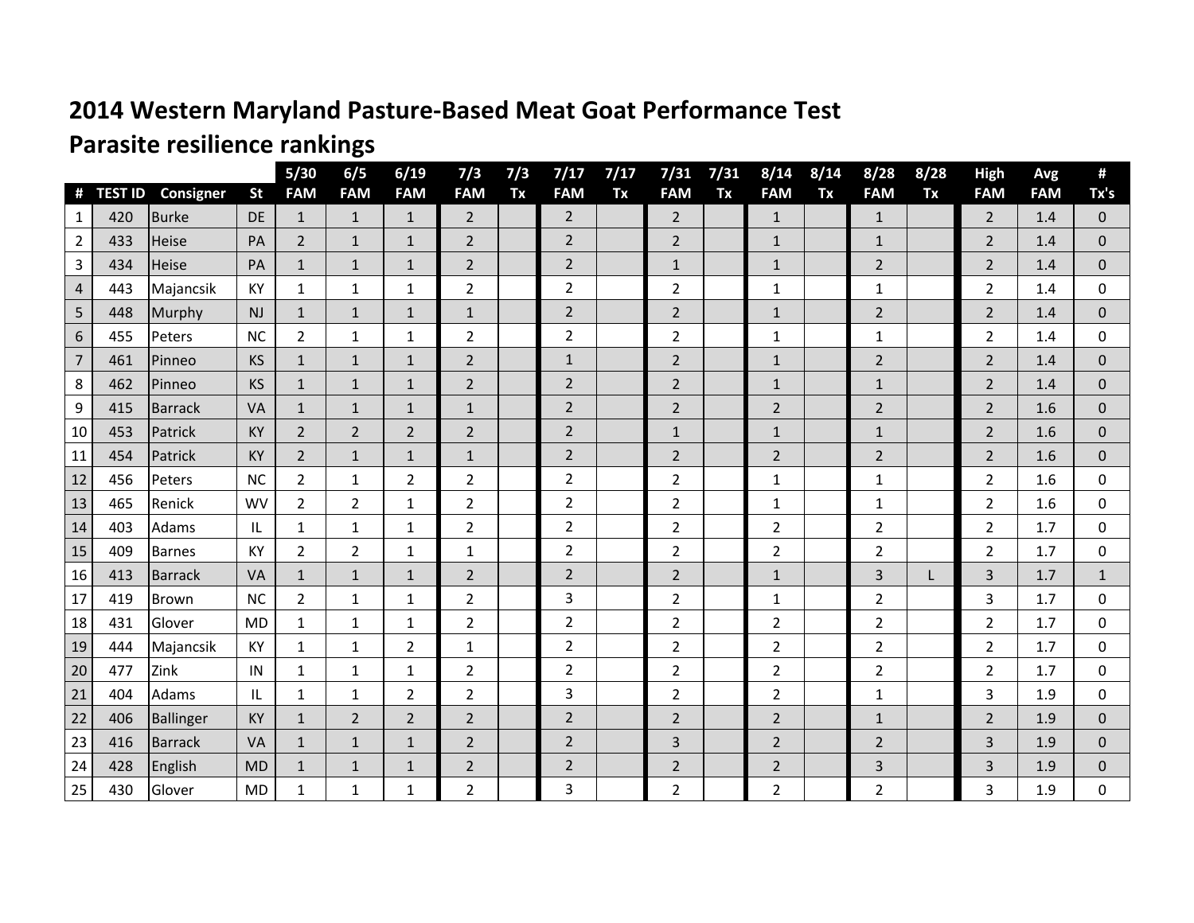## 2014 Western Maryland Pasture-Based Meat Goat Performance Test

## Parasite resilience rankings

| # | TEST ID | Consigner | St | 5/30 FAM | 6/5 FAM | 6/19 FAM | 7/3 FAM | 7/3 Tx | 7/17 FAM | 7/17 Tx | 7/31 FAM | 7/31 Tx | 8/14 FAM | 8/14 Tx | 8/28 FAM | 8/28 Tx | High FAM | Avg FAM | # Tx's |
|---|---|---|---|---|---|---|---|---|---|---|---|---|---|---|---|---|---|---|---|
| 1 | 420 | Burke | DE | 1 | 1 | 1 | 2 | | 2 | | 2 | | 1 | | 1 | | 2 | 1.4 | 0 |
| 2 | 433 | Heise | PA | 2 | 1 | 1 | 2 | | 2 | | 2 | | 1 | | 1 | | 2 | 1.4 | 0 |
| 3 | 434 | Heise | PA | 1 | 1 | 1 | 2 | | 2 | | 1 | | 1 | | 2 | | 2 | 1.4 | 0 |
| 4 | 443 | Majancsik | KY | 1 | 1 | 1 | 2 | | 2 | | 2 | | 1 | | 1 | | 2 | 1.4 | 0 |
| 5 | 448 | Murphy | NJ | 1 | 1 | 1 | 1 | | 2 | | 2 | | 1 | | 2 | | 2 | 1.4 | 0 |
| 6 | 455 | Peters | NC | 2 | 1 | 1 | 2 | | 2 | | 2 | | 1 | | 1 | | 2 | 1.4 | 0 |
| 7 | 461 | Pinneo | KS | 1 | 1 | 1 | 2 | | 1 | | 2 | | 1 | | 2 | | 2 | 1.4 | 0 |
| 8 | 462 | Pinneo | KS | 1 | 1 | 1 | 2 | | 2 | | 2 | | 1 | | 1 | | 2 | 1.4 | 0 |
| 9 | 415 | Barrack | VA | 1 | 1 | 1 | 1 | | 2 | | 2 | | 2 | | 2 | | 2 | 1.6 | 0 |
| 10 | 453 | Patrick | KY | 2 | 2 | 2 | 2 | | 2 | | 1 | | 1 | | 1 | | 2 | 1.6 | 0 |
| 11 | 454 | Patrick | KY | 2 | 1 | 1 | 1 | | 2 | | 2 | | 2 | | 2 | | 2 | 1.6 | 0 |
| 12 | 456 | Peters | NC | 2 | 1 | 2 | 2 | | 2 | | 2 | | 1 | | 1 | | 2 | 1.6 | 0 |
| 13 | 465 | Renick | WV | 2 | 2 | 1 | 2 | | 2 | | 2 | | 1 | | 1 | | 2 | 1.6 | 0 |
| 14 | 403 | Adams | IL | 1 | 1 | 1 | 2 | | 2 | | 2 | | 2 | | 2 | | 2 | 1.7 | 0 |
| 15 | 409 | Barnes | KY | 2 | 2 | 1 | 1 | | 2 | | 2 | | 2 | | 2 | | 2 | 1.7 | 0 |
| 16 | 413 | Barrack | VA | 1 | 1 | 1 | 2 | | 2 | | 2 | | 1 | | 3 | L | 3 | 1.7 | 1 |
| 17 | 419 | Brown | NC | 2 | 1 | 1 | 2 | | 3 | | 2 | | 1 | | 2 | | 3 | 1.7 | 0 |
| 18 | 431 | Glover | MD | 1 | 1 | 1 | 2 | | 2 | | 2 | | 2 | | 2 | | 2 | 1.7 | 0 |
| 19 | 444 | Majancsik | KY | 1 | 1 | 2 | 1 | | 2 | | 2 | | 2 | | 2 | | 2 | 1.7 | 0 |
| 20 | 477 | Zink | IN | 1 | 1 | 1 | 2 | | 2 | | 2 | | 2 | | 2 | | 2 | 1.7 | 0 |
| 21 | 404 | Adams | IL | 1 | 1 | 2 | 2 | | 3 | | 2 | | 2 | | 1 | | 3 | 1.9 | 0 |
| 22 | 406 | Ballinger | KY | 1 | 2 | 2 | 2 | | 2 | | 2 | | 2 | | 1 | | 2 | 1.9 | 0 |
| 23 | 416 | Barrack | VA | 1 | 1 | 1 | 2 | | 2 | | 3 | | 2 | | 2 | | 3 | 1.9 | 0 |
| 24 | 428 | English | MD | 1 | 1 | 1 | 2 | | 2 | | 2 | | 2 | | 3 | | 3 | 1.9 | 0 |
| 25 | 430 | Glover | MD | 1 | 1 | 1 | 2 | | 3 | | 2 | | 2 | | 2 | | 3 | 1.9 | 0 |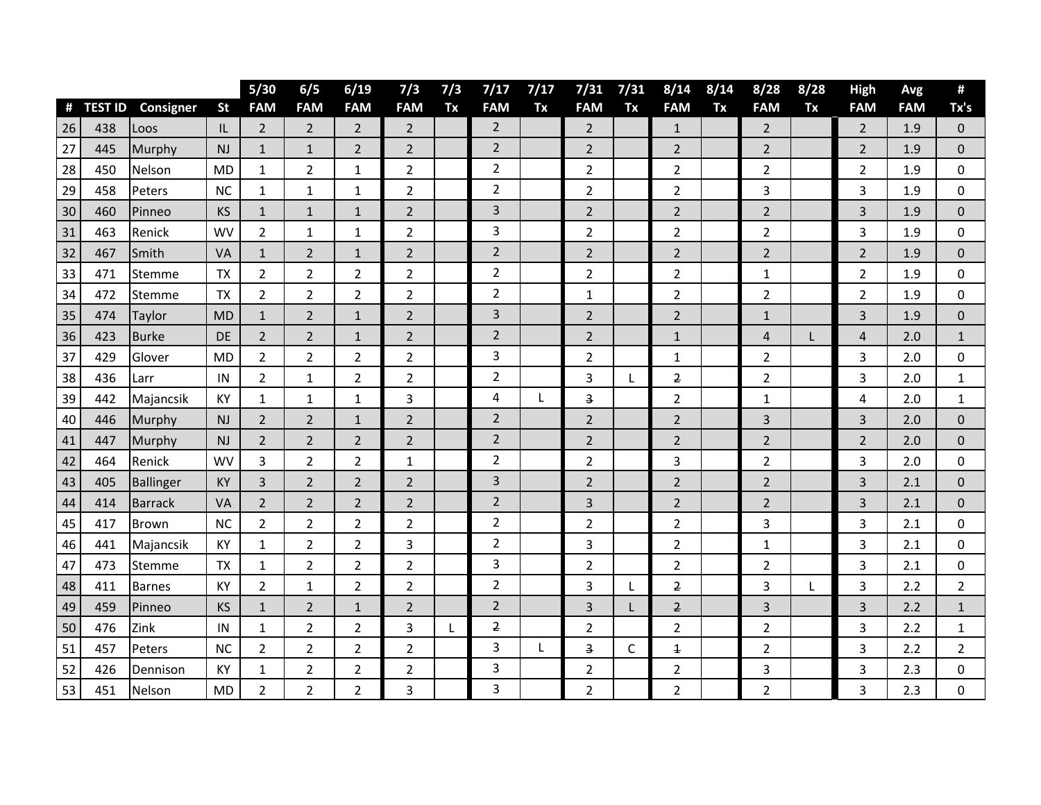| # | TEST ID | Consigner | St | 5/30 FAM | 6/5 FAM | 6/19 FAM | 7/3 FAM | 7/3 Tx | 7/17 FAM | 7/17 Tx | 7/31 FAM | 7/31 Tx | 8/14 FAM | 8/14 Tx | 8/28 FAM | 8/28 Tx | High FAM | Avg FAM | # Tx's |
|---|---|---|---|---|---|---|---|---|---|---|---|---|---|---|---|---|---|---|---|
| 26 | 438 | Loos | IL | 2 | 2 | 2 | 2 | | 2 | | 2 | | 1 | | 2 | | 2 | 1.9 | 0 |
| 27 | 445 | Murphy | NJ | 1 | 1 | 2 | 2 | | 2 | | 2 | | 2 | | 2 | | 2 | 1.9 | 0 |
| 28 | 450 | Nelson | MD | 1 | 2 | 1 | 2 | | 2 | | 2 | | 2 | | 2 | | 2 | 1.9 | 0 |
| 29 | 458 | Peters | NC | 1 | 1 | 1 | 2 | | 2 | | 2 | | 2 | | 3 | | 3 | 1.9 | 0 |
| 30 | 460 | Pinneo | KS | 1 | 1 | 1 | 2 | | 3 | | 2 | | 2 | | 2 | | 3 | 1.9 | 0 |
| 31 | 463 | Renick | WV | 2 | 1 | 1 | 2 | | 3 | | 2 | | 2 | | 2 | | 3 | 1.9 | 0 |
| 32 | 467 | Smith | VA | 1 | 2 | 1 | 2 | | 2 | | 2 | | 2 | | 2 | | 2 | 1.9 | 0 |
| 33 | 471 | Stemme | TX | 2 | 2 | 2 | 2 | | 2 | | 2 | | 2 | | 1 | | 2 | 1.9 | 0 |
| 34 | 472 | Stemme | TX | 2 | 2 | 2 | 2 | | 2 | | 1 | | 2 | | 2 | | 2 | 1.9 | 0 |
| 35 | 474 | Taylor | MD | 1 | 2 | 1 | 2 | | 3 | | 2 | | 2 | | 1 | | 3 | 1.9 | 0 |
| 36 | 423 | Burke | DE | 2 | 2 | 1 | 2 | | 2 | | 2 | | 1 | | 4 | L | 4 | 2.0 | 1 |
| 37 | 429 | Glover | MD | 2 | 2 | 2 | 2 | | 3 | | 2 | | 1 | | 2 | | 3 | 2.0 | 0 |
| 38 | 436 | Larr | IN | 2 | 1 | 2 | 2 | | 2 | | 3 | L | 2 | | 2 | | 3 | 2.0 | 1 |
| 39 | 442 | Majancsik | KY | 1 | 1 | 1 | 3 | | 4 | L | 3 | | 2 | | 1 | | 4 | 2.0 | 1 |
| 40 | 446 | Murphy | NJ | 2 | 2 | 1 | 2 | | 2 | | 2 | | 2 | | 3 | | 3 | 2.0 | 0 |
| 41 | 447 | Murphy | NJ | 2 | 2 | 2 | 2 | | 2 | | 2 | | 2 | | 2 | | 2 | 2.0 | 0 |
| 42 | 464 | Renick | WV | 3 | 2 | 2 | 1 | | 2 | | 2 | | 3 | | 2 | | 3 | 2.0 | 0 |
| 43 | 405 | Ballinger | KY | 3 | 2 | 2 | 2 | | 3 | | 2 | | 2 | | 2 | | 3 | 2.1 | 0 |
| 44 | 414 | Barrack | VA | 2 | 2 | 2 | 2 | | 2 | | 3 | | 2 | | 2 | | 3 | 2.1 | 0 |
| 45 | 417 | Brown | NC | 2 | 2 | 2 | 2 | | 2 | | 2 | | 2 | | 3 | | 3 | 2.1 | 0 |
| 46 | 441 | Majancsik | KY | 1 | 2 | 2 | 3 | | 2 | | 3 | | 2 | | 1 | | 3 | 2.1 | 0 |
| 47 | 473 | Stemme | TX | 1 | 2 | 2 | 2 | | 3 | | 2 | | 2 | | 2 | | 3 | 2.1 | 0 |
| 48 | 411 | Barnes | KY | 2 | 1 | 2 | 2 | | 2 | | 3 | L | 2 | | 3 | L | 3 | 2.2 | 2 |
| 49 | 459 | Pinneo | KS | 1 | 2 | 1 | 2 | | 2 | | 3 | L | 2 | | 3 | | 3 | 2.2 | 1 |
| 50 | 476 | Zink | IN | 1 | 2 | 2 | 3 | L | 2 | | 2 | | 2 | | 2 | | 3 | 2.2 | 1 |
| 51 | 457 | Peters | NC | 2 | 2 | 2 | 2 | | 3 | L | 3 | C | 1 | | 2 | | 3 | 2.2 | 2 |
| 52 | 426 | Dennison | KY | 1 | 2 | 2 | 2 | | 3 | | 2 | | 2 | | 3 | | 3 | 2.3 | 0 |
| 53 | 451 | Nelson | MD | 2 | 2 | 2 | 3 | | 3 | | 2 | | 2 | | 2 | | 3 | 2.3 | 0 |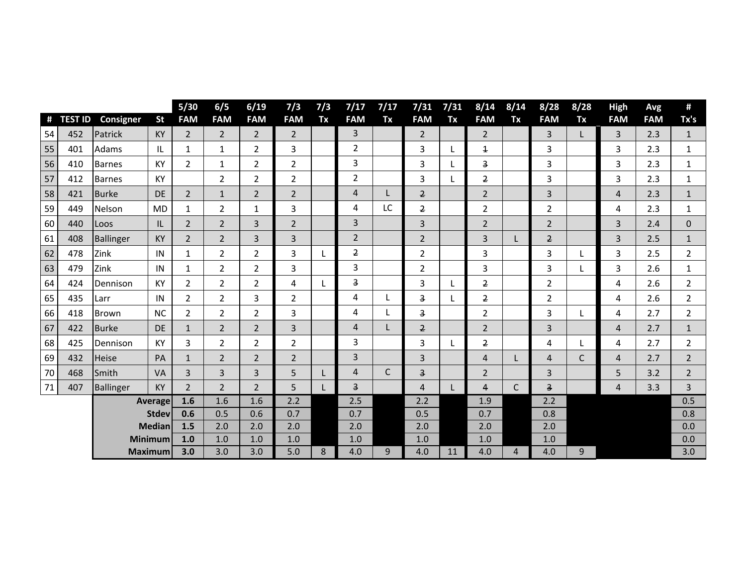| # | TEST ID | Consigner | St | 5/30 FAM | 6/5 FAM | 6/19 FAM | 7/3 FAM | 7/3 Tx | 7/17 FAM | 7/17 Tx | 7/31 FAM | 7/31 Tx | 8/14 FAM | 8/14 Tx | 8/28 FAM | 8/28 Tx | High FAM | Avg FAM | # Tx's |
|---|---|---|---|---|---|---|---|---|---|---|---|---|---|---|---|---|---|---|---|
| 54 | 452 | Patrick | KY | 2 | 2 | 2 | 2 | | 3 | | 2 | | 2 | | 3 | L | 3 | 2.3 | 1 |
| 55 | 401 | Adams | IL | 1 | 1 | 2 | 3 | | 2 | | 3 | L | ~~1~~ | | 3 | | 3 | 2.3 | 1 |
| 56 | 410 | Barnes | KY | 2 | 1 | 2 | 2 | | 3 | | 3 | L | ~~3~~ | | 3 | | 3 | 2.3 | 1 |
| 57 | 412 | Barnes | KY | | 2 | 2 | 2 | | 2 | | 3 | L | ~~2~~ | | 3 | | 3 | 2.3 | 1 |
| 58 | 421 | Burke | DE | 2 | 1 | 2 | 2 | | 4 | L | ~~2~~ | | 2 | | 3 | | 4 | 2.3 | 1 |
| 59 | 449 | Nelson | MD | 1 | 2 | 1 | 3 | | 4 | LC | ~~2~~ | | 2 | | 2 | | 4 | 2.3 | 1 |
| 60 | 440 | Loos | IL | 2 | 2 | 3 | 2 | | 3 | | 3 | | 2 | | 2 | | 3 | 2.4 | 0 |
| 61 | 408 | Ballinger | KY | 2 | 2 | 3 | 3 | | 2 | | 2 | | 3 | L | ~~2~~ | | 3 | 2.5 | 1 |
| 62 | 478 | Zink | IN | 1 | 2 | 2 | 3 | L | ~~2~~ | | 2 | | 3 | | 3 | L | 3 | 2.5 | 2 |
| 63 | 479 | Zink | IN | 1 | 2 | 2 | 3 | | 3 | | 2 | | 3 | | 3 | L | 3 | 2.6 | 1 |
| 64 | 424 | Dennison | KY | 2 | 2 | 2 | 4 | L | ~~3~~ | | 3 | L | ~~2~~ | | 2 | | 4 | 2.6 | 2 |
| 65 | 435 | Larr | IN | 2 | 2 | 3 | 2 | | 4 | L | ~~3~~ | L | ~~2~~ | | 2 | | 4 | 2.6 | 2 |
| 66 | 418 | Brown | NC | 2 | 2 | 2 | 3 | | 4 | L | ~~3~~ | | 2 | | 3 | L | 4 | 2.7 | 2 |
| 67 | 422 | Burke | DE | 1 | 2 | 2 | 3 | | 4 | L | ~~2~~ | | 2 | | 3 | | 4 | 2.7 | 1 |
| 68 | 425 | Dennison | KY | 3 | 2 | 2 | 2 | | 3 | | 3 | L | ~~2~~ | | 4 | L | 4 | 2.7 | 2 |
| 69 | 432 | Heise | PA | 1 | 2 | 2 | 2 | | 3 | | 3 | | 4 | L | 4 | C | 4 | 2.7 | 2 |
| 70 | 468 | Smith | VA | 3 | 3 | 3 | 5 | L | 4 | C | ~~3~~ | | 2 | | 3 | | 5 | 3.2 | 2 |
| 71 | 407 | Ballinger | KY | 2 | 2 | 2 | 5 | L | ~~3~~ | | 4 | L | ~~4~~ | C | ~~3~~ | | 4 | 3.3 | 3 |
| | | Average | | 1.6 | 1.6 | 1.6 | 2.2 | | 2.5 | | 2.2 | | 1.9 | | 2.2 | | | | 0.5 |
| | | Stdev | | 0.6 | 0.5 | 0.6 | 0.7 | | 0.7 | | 0.5 | | 0.7 | | 0.8 | | | | 0.8 |
| | | Median | | 1.5 | 2.0 | 2.0 | 2.0 | | 2.0 | | 2.0 | | 2.0 | | 2.0 | | | | 0.0 |
| | | Minimum | | 1.0 | 1.0 | 1.0 | 1.0 | | 1.0 | | 1.0 | | 1.0 | | 1.0 | | | | 0.0 |
| | | Maximum | | 3.0 | 3.0 | 3.0 | 5.0 | 8 | 4.0 | 9 | 4.0 | 11 | 4.0 | 4 | 4.0 | 9 | | | 3.0 |